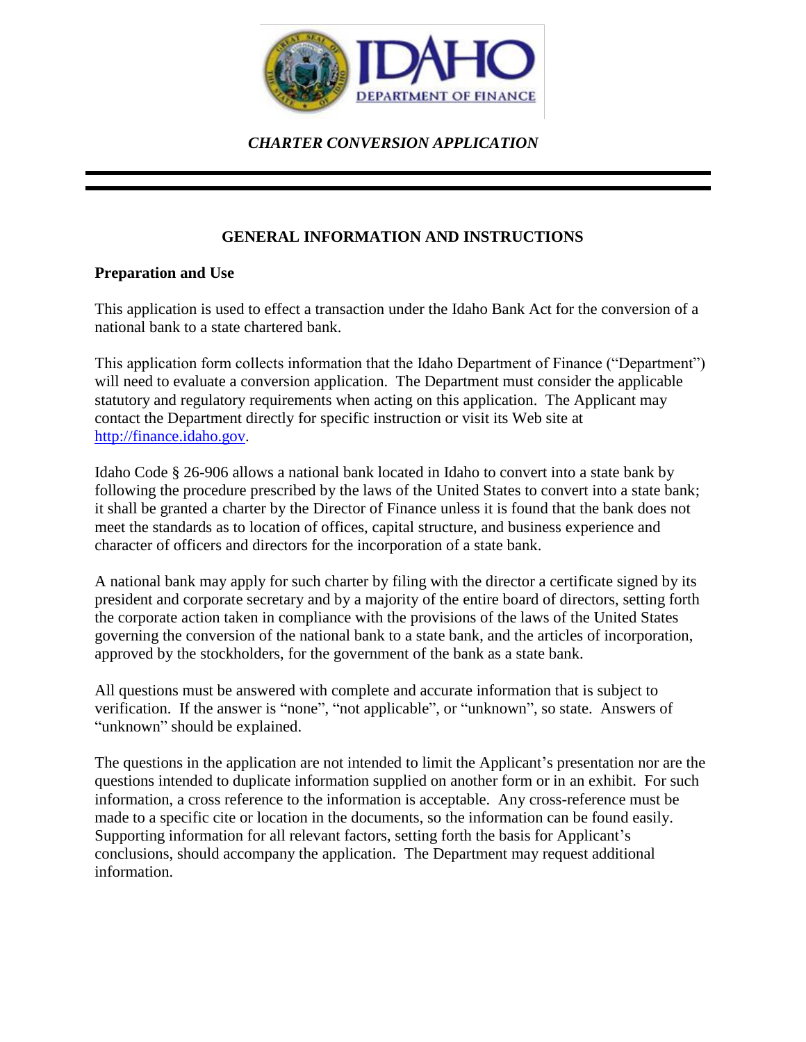IDAHO DEPARTMENT OF FINANCE

*CHARTER CONVERSION APPLICATION*

---

## GENERAL INFORMATION AND INSTRUCTIONS

### Preparation and Use

This application is used to effect a transaction under the Idaho Bank Act for the conversion of a national bank to a state chartered bank.

This application form collects information that the Idaho Department of Finance ("Department") will need to evaluate a conversion application. The Department must consider the applicable statutory and regulatory requirements when acting on this application. The Applicant may contact the Department directly for specific instruction or visit its Web site at http://finance.idaho.gov.

Idaho Code § 26-906 allows a national bank located in Idaho to convert into a state bank by following the procedure prescribed by the laws of the United States to convert into a state bank; it shall be granted a charter by the Director of Finance unless it is found that the bank does not meet the standards as to location of offices, capital structure, and business experience and character of officers and directors for the incorporation of a state bank.

A national bank may apply for such charter by filing with the director a certificate signed by its president and corporate secretary and by a majority of the entire board of directors, setting forth the corporate action taken in compliance with the provisions of the laws of the United States governing the conversion of the national bank to a state bank, and the articles of incorporation, approved by the stockholders, for the government of the bank as a state bank.

All questions must be answered with complete and accurate information that is subject to verification. If the answer is "none", "not applicable", or "unknown", so state. Answers of "unknown" should be explained.

The questions in the application are not intended to limit the Applicant's presentation nor are the questions intended to duplicate information supplied on another form or in an exhibit. For such information, a cross reference to the information is acceptable. Any cross-reference must be made to a specific cite or location in the documents, so the information can be found easily. Supporting information for all relevant factors, setting forth the basis for Applicant's conclusions, should accompany the application. The Department may request additional information.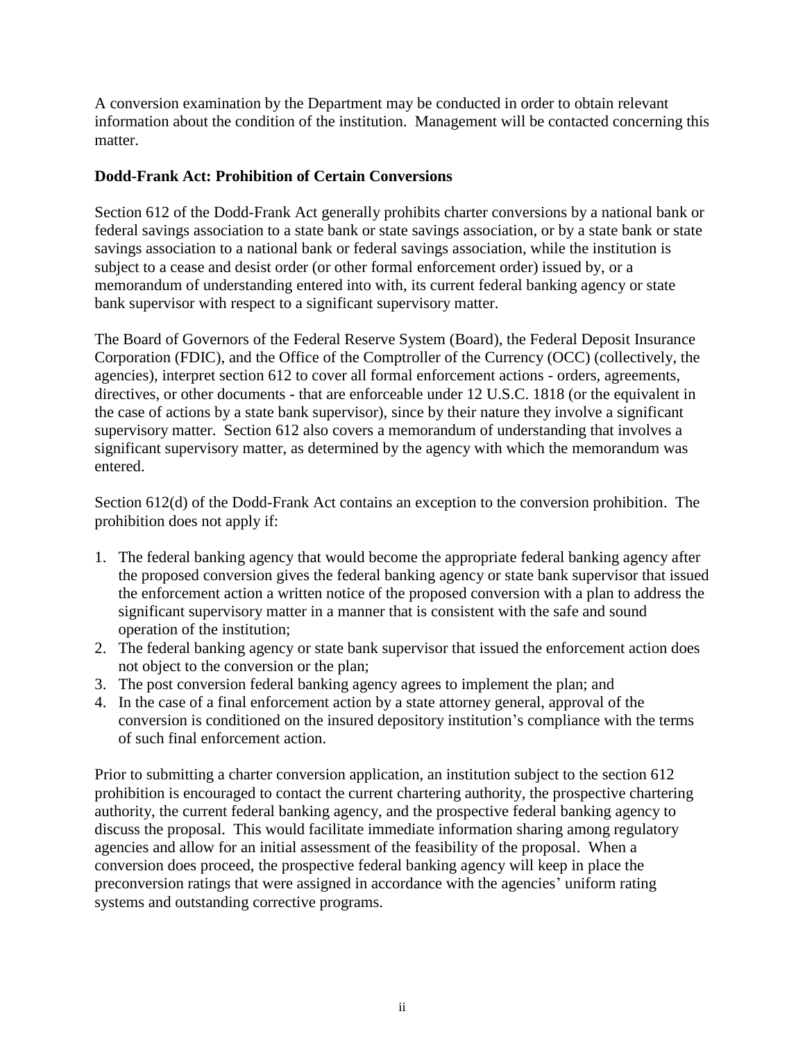A conversion examination by the Department may be conducted in order to obtain relevant information about the condition of the institution. Management will be contacted concerning this matter.

**Dodd-Frank Act: Prohibition of Certain Conversions**

Section 612 of the Dodd-Frank Act generally prohibits charter conversions by a national bank or federal savings association to a state bank or state savings association, or by a state bank or state savings association to a national bank or federal savings association, while the institution is subject to a cease and desist order (or other formal enforcement order) issued by, or a memorandum of understanding entered into with, its current federal banking agency or state bank supervisor with respect to a significant supervisory matter.

The Board of Governors of the Federal Reserve System (Board), the Federal Deposit Insurance Corporation (FDIC), and the Office of the Comptroller of the Currency (OCC) (collectively, the agencies), interpret section 612 to cover all formal enforcement actions - orders, agreements, directives, or other documents - that are enforceable under 12 U.S.C. 1818 (or the equivalent in the case of actions by a state bank supervisor), since by their nature they involve a significant supervisory matter. Section 612 also covers a memorandum of understanding that involves a significant supervisory matter, as determined by the agency with which the memorandum was entered.

Section 612(d) of the Dodd-Frank Act contains an exception to the conversion prohibition. The prohibition does not apply if:

1. The federal banking agency that would become the appropriate federal banking agency after the proposed conversion gives the federal banking agency or state bank supervisor that issued the enforcement action a written notice of the proposed conversion with a plan to address the significant supervisory matter in a manner that is consistent with the safe and sound operation of the institution;
2. The federal banking agency or state bank supervisor that issued the enforcement action does not object to the conversion or the plan;
3. The post conversion federal banking agency agrees to implement the plan; and
4. In the case of a final enforcement action by a state attorney general, approval of the conversion is conditioned on the insured depository institution's compliance with the terms of such final enforcement action.

Prior to submitting a charter conversion application, an institution subject to the section 612 prohibition is encouraged to contact the current chartering authority, the prospective chartering authority, the current federal banking agency, and the prospective federal banking agency to discuss the proposal. This would facilitate immediate information sharing among regulatory agencies and allow for an initial assessment of the feasibility of the proposal. When a conversion does proceed, the prospective federal banking agency will keep in place the preconversion ratings that were assigned in accordance with the agencies' uniform rating systems and outstanding corrective programs.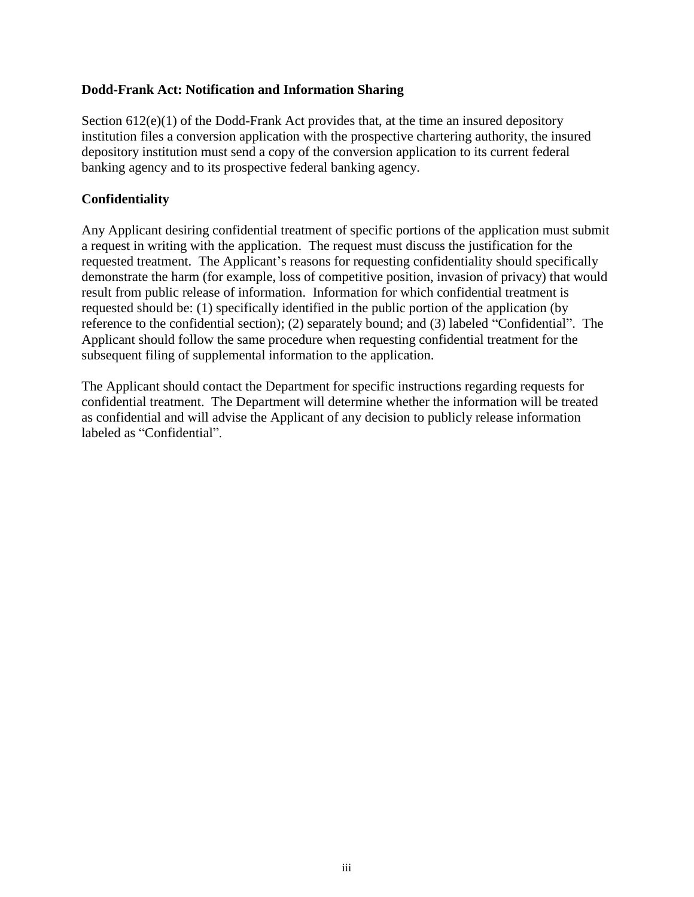**Dodd-Frank Act: Notification and Information Sharing**

Section 612(e)(1) of the Dodd-Frank Act provides that, at the time an insured depository institution files a conversion application with the prospective chartering authority, the insured depository institution must send a copy of the conversion application to its current federal banking agency and to its prospective federal banking agency.

**Confidentiality**

Any Applicant desiring confidential treatment of specific portions of the application must submit a request in writing with the application. The request must discuss the justification for the requested treatment. The Applicant's reasons for requesting confidentiality should specifically demonstrate the harm (for example, loss of competitive position, invasion of privacy) that would result from public release of information. Information for which confidential treatment is requested should be: (1) specifically identified in the public portion of the application (by reference to the confidential section); (2) separately bound; and (3) labeled "Confidential". The Applicant should follow the same procedure when requesting confidential treatment for the subsequent filing of supplemental information to the application.

The Applicant should contact the Department for specific instructions regarding requests for confidential treatment. The Department will determine whether the information will be treated as confidential and will advise the Applicant of any decision to publicly release information labeled as "Confidential".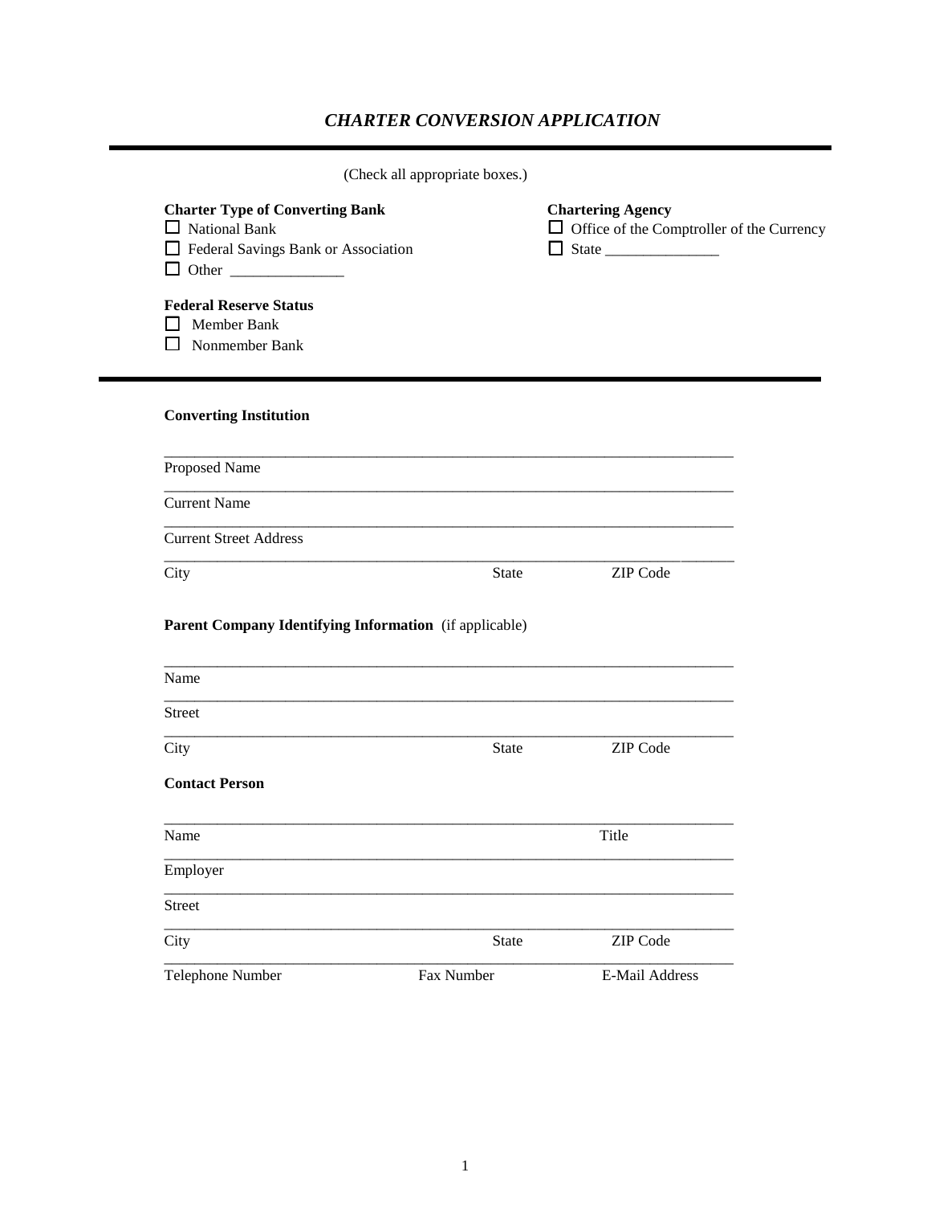# *CHARTER CONVERSION APPLICATION*

(Check all appropriate boxes.)

**Charter Type of Converting Bank**

- ☐ National Bank
- ☐ Federal Savings Bank or Association
- ☐ Other _______________

**Chartering Agency**

- ☐ Office of the Comptroller of the Currency
- ☐ State _______________

**Federal Reserve Status**

- ☐ Member Bank
- ☐ Nonmember Bank

---

**Converting Institution**

_______________________________________________________________________________
Proposed Name

_______________________________________________________________________________
Current Name

_______________________________________________________________________________
Current Street Address

_______________________________________________________________________________
City State ZIP Code

**Parent Company Identifying Information** (if applicable)

_______________________________________________________________________________
Name

_______________________________________________________________________________
Street

_______________________________________________________________________________
City State ZIP Code

**Contact Person**

_______________________________________________________________________________
Name Title

_______________________________________________________________________________
Employer

_______________________________________________________________________________
Street

_______________________________________________________________________________
City State ZIP Code

_______________________________________________________________________________
Telephone Number Fax Number E-Mail Address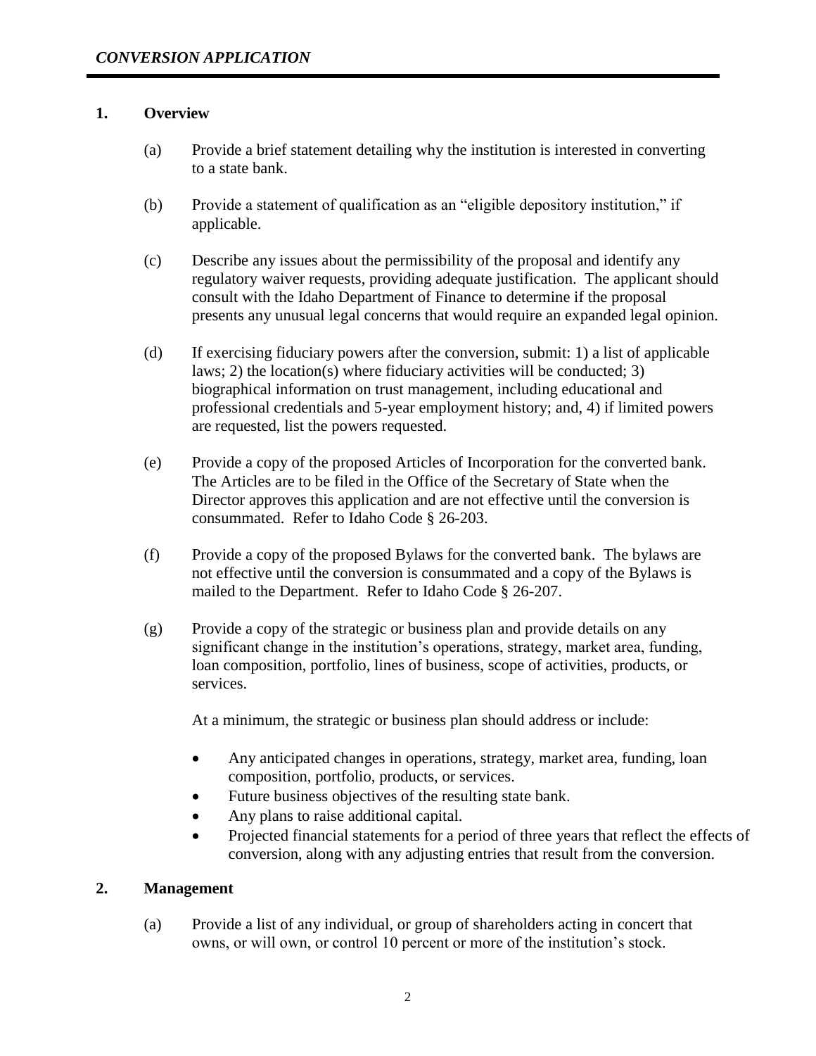*CONVERSION APPLICATION*

## 1. Overview

(a) Provide a brief statement detailing why the institution is interested in converting to a state bank.

(b) Provide a statement of qualification as an "eligible depository institution," if applicable.

(c) Describe any issues about the permissibility of the proposal and identify any regulatory waiver requests, providing adequate justification. The applicant should consult with the Idaho Department of Finance to determine if the proposal presents any unusual legal concerns that would require an expanded legal opinion.

(d) If exercising fiduciary powers after the conversion, submit: 1) a list of applicable laws; 2) the location(s) where fiduciary activities will be conducted; 3) biographical information on trust management, including educational and professional credentials and 5-year employment history; and, 4) if limited powers are requested, list the powers requested.

(e) Provide a copy of the proposed Articles of Incorporation for the converted bank. The Articles are to be filed in the Office of the Secretary of State when the Director approves this application and are not effective until the conversion is consummated. Refer to Idaho Code § 26-203.

(f) Provide a copy of the proposed Bylaws for the converted bank. The bylaws are not effective until the conversion is consummated and a copy of the Bylaws is mailed to the Department. Refer to Idaho Code § 26-207.

(g) Provide a copy of the strategic or business plan and provide details on any significant change in the institution's operations, strategy, market area, funding, loan composition, portfolio, lines of business, scope of activities, products, or services.

At a minimum, the strategic or business plan should address or include:

- Any anticipated changes in operations, strategy, market area, funding, loan composition, portfolio, products, or services.
- Future business objectives of the resulting state bank.
- Any plans to raise additional capital.
- Projected financial statements for a period of three years that reflect the effects of conversion, along with any adjusting entries that result from the conversion.

## 2. Management

(a) Provide a list of any individual, or group of shareholders acting in concert that owns, or will own, or control 10 percent or more of the institution's stock.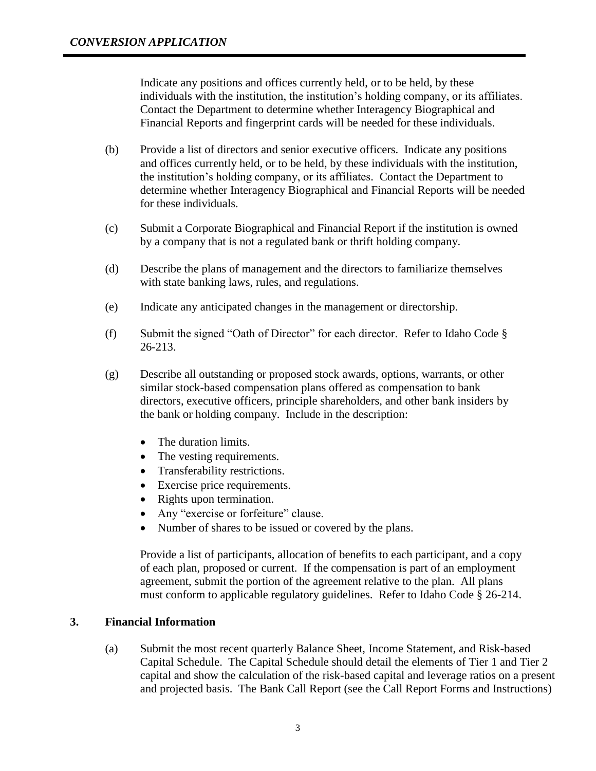Indicate any positions and offices currently held, or to be held, by these individuals with the institution, the institution's holding company, or its affiliates. Contact the Department to determine whether Interagency Biographical and Financial Reports and fingerprint cards will be needed for these individuals.

(b) Provide a list of directors and senior executive officers. Indicate any positions and offices currently held, or to be held, by these individuals with the institution, the institution's holding company, or its affiliates. Contact the Department to determine whether Interagency Biographical and Financial Reports will be needed for these individuals.

(c) Submit a Corporate Biographical and Financial Report if the institution is owned by a company that is not a regulated bank or thrift holding company.

(d) Describe the plans of management and the directors to familiarize themselves with state banking laws, rules, and regulations.

(e) Indicate any anticipated changes in the management or directorship.

(f) Submit the signed "Oath of Director" for each director. Refer to Idaho Code § 26-213.

(g) Describe all outstanding or proposed stock awards, options, warrants, or other similar stock-based compensation plans offered as compensation to bank directors, executive officers, principle shareholders, and other bank insiders by the bank or holding company. Include in the description:

- The duration limits.
- The vesting requirements.
- Transferability restrictions.
- Exercise price requirements.
- Rights upon termination.
- Any "exercise or forfeiture" clause.
- Number of shares to be issued or covered by the plans.

Provide a list of participants, allocation of benefits to each participant, and a copy of each plan, proposed or current. If the compensation is part of an employment agreement, submit the portion of the agreement relative to the plan. All plans must conform to applicable regulatory guidelines. Refer to Idaho Code § 26-214.

## 3. Financial Information

(a) Submit the most recent quarterly Balance Sheet, Income Statement, and Risk-based Capital Schedule. The Capital Schedule should detail the elements of Tier 1 and Tier 2 capital and show the calculation of the risk-based capital and leverage ratios on a present and projected basis. The Bank Call Report (see the Call Report Forms and Instructions)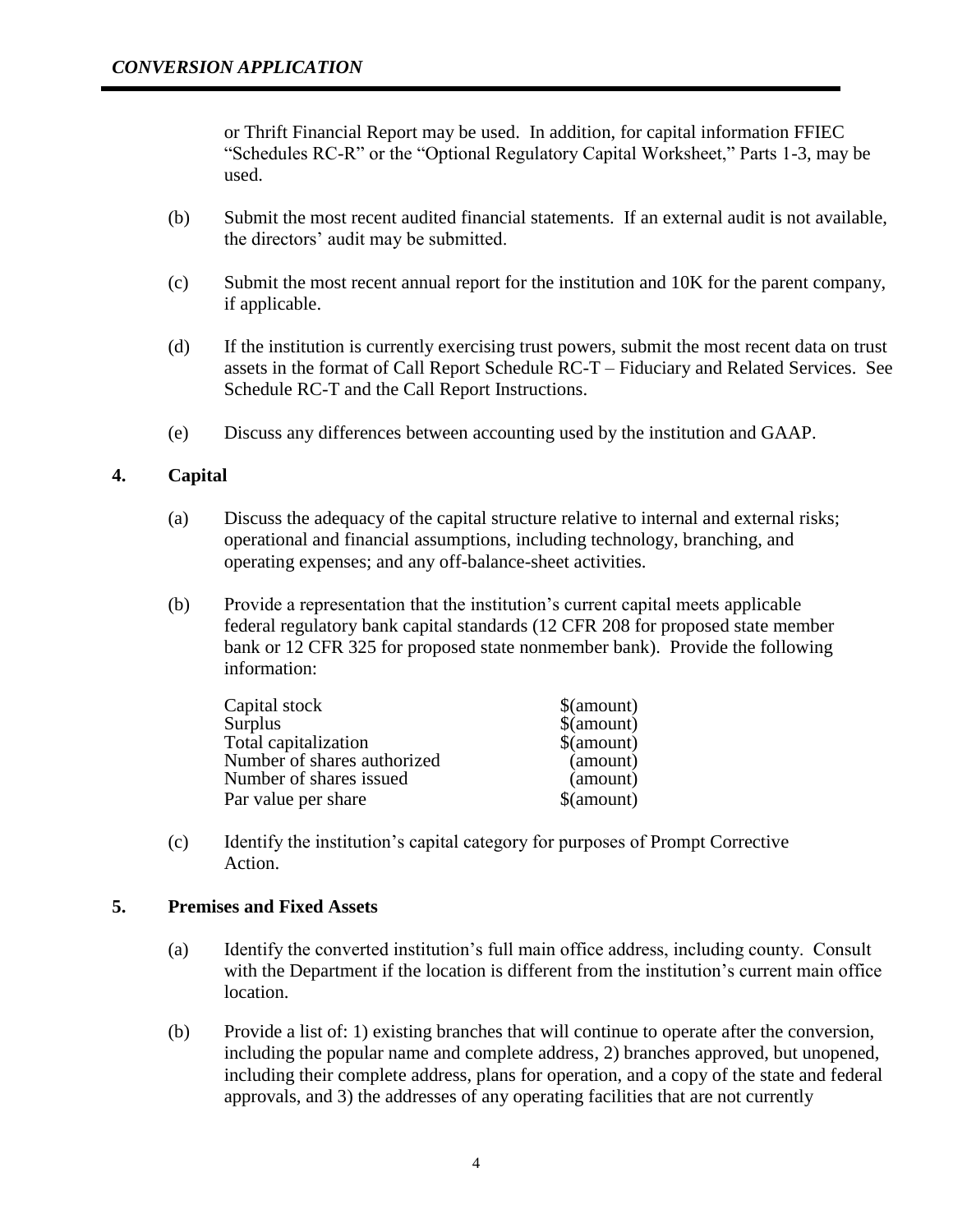or Thrift Financial Report may be used. In addition, for capital information FFIEC "Schedules RC-R" or the "Optional Regulatory Capital Worksheet," Parts 1-3, may be used.

(b) Submit the most recent audited financial statements. If an external audit is not available, the directors' audit may be submitted.

(c) Submit the most recent annual report for the institution and 10K for the parent company, if applicable.

(d) If the institution is currently exercising trust powers, submit the most recent data on trust assets in the format of Call Report Schedule RC-T – Fiduciary and Related Services. See Schedule RC-T and the Call Report Instructions.

(e) Discuss any differences between accounting used by the institution and GAAP.

## 4. Capital

(a) Discuss the adequacy of the capital structure relative to internal and external risks; operational and financial assumptions, including technology, branching, and operating expenses; and any off-balance-sheet activities.

(b) Provide a representation that the institution's current capital meets applicable federal regulatory bank capital standards (12 CFR 208 for proposed state member bank or 12 CFR 325 for proposed state nonmember bank). Provide the following information:

| | |
|---|---|
| Capital stock | \$(amount) |
| Surplus | \$(amount) |
| Total capitalization | \$(amount) |
| Number of shares authorized | (amount) |
| Number of shares issued | (amount) |
| Par value per share | \$(amount) |

(c) Identify the institution's capital category for purposes of Prompt Corrective Action.

## 5. Premises and Fixed Assets

(a) Identify the converted institution's full main office address, including county. Consult with the Department if the location is different from the institution's current main office location.

(b) Provide a list of: 1) existing branches that will continue to operate after the conversion, including the popular name and complete address, 2) branches approved, but unopened, including their complete address, plans for operation, and a copy of the state and federal approvals, and 3) the addresses of any operating facilities that are not currently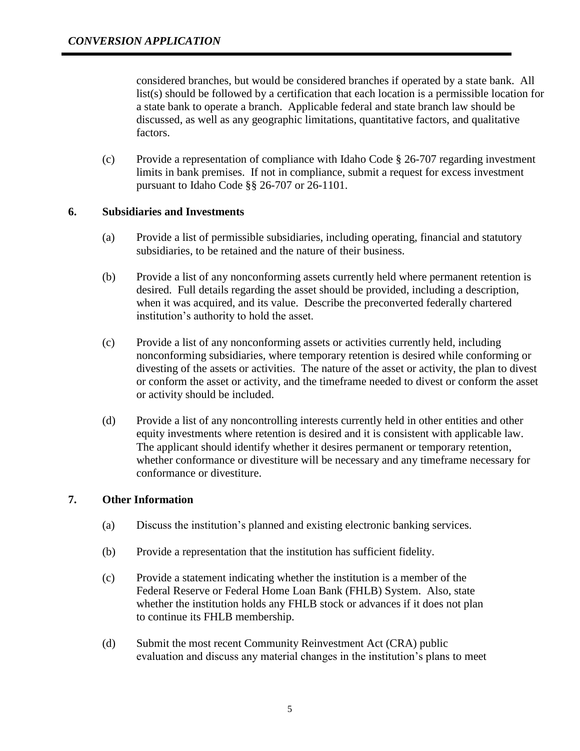considered branches, but would be considered branches if operated by a state bank. All list(s) should be followed by a certification that each location is a permissible location for a state bank to operate a branch. Applicable federal and state branch law should be discussed, as well as any geographic limitations, quantitative factors, and qualitative factors.

(c) Provide a representation of compliance with Idaho Code § 26-707 regarding investment limits in bank premises. If not in compliance, submit a request for excess investment pursuant to Idaho Code §§ 26-707 or 26-1101.

**6. Subsidiaries and Investments**

(a) Provide a list of permissible subsidiaries, including operating, financial and statutory subsidiaries, to be retained and the nature of their business.

(b) Provide a list of any nonconforming assets currently held where permanent retention is desired. Full details regarding the asset should be provided, including a description, when it was acquired, and its value. Describe the preconverted federally chartered institution's authority to hold the asset.

(c) Provide a list of any nonconforming assets or activities currently held, including nonconforming subsidiaries, where temporary retention is desired while conforming or divesting of the assets or activities. The nature of the asset or activity, the plan to divest or conform the asset or activity, and the timeframe needed to divest or conform the asset or activity should be included.

(d) Provide a list of any noncontrolling interests currently held in other entities and other equity investments where retention is desired and it is consistent with applicable law. The applicant should identify whether it desires permanent or temporary retention, whether conformance or divestiture will be necessary and any timeframe necessary for conformance or divestiture.

**7. Other Information**

(a) Discuss the institution's planned and existing electronic banking services.

(b) Provide a representation that the institution has sufficient fidelity.

(c) Provide a statement indicating whether the institution is a member of the Federal Reserve or Federal Home Loan Bank (FHLB) System. Also, state whether the institution holds any FHLB stock or advances if it does not plan to continue its FHLB membership.

(d) Submit the most recent Community Reinvestment Act (CRA) public evaluation and discuss any material changes in the institution's plans to meet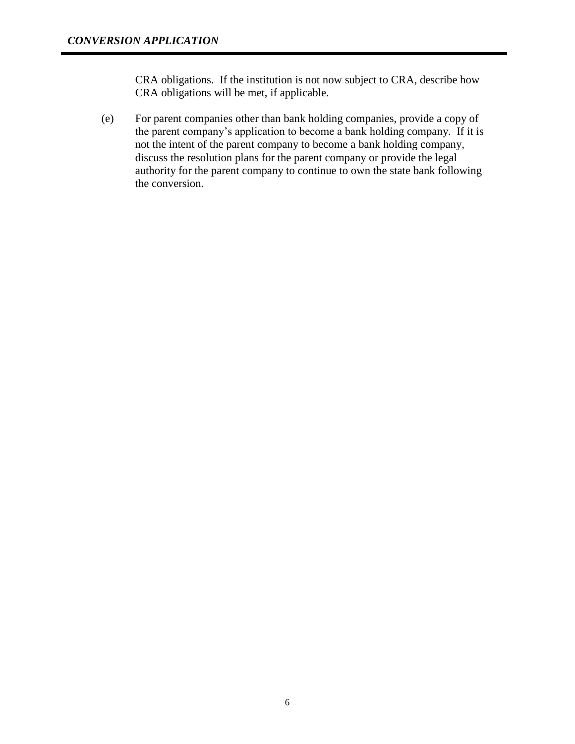CRA obligations. If the institution is not now subject to CRA, describe how CRA obligations will be met, if applicable.

(e) For parent companies other than bank holding companies, provide a copy of the parent company's application to become a bank holding company. If it is not the intent of the parent company to become a bank holding company, discuss the resolution plans for the parent company or provide the legal authority for the parent company to continue to own the state bank following the conversion.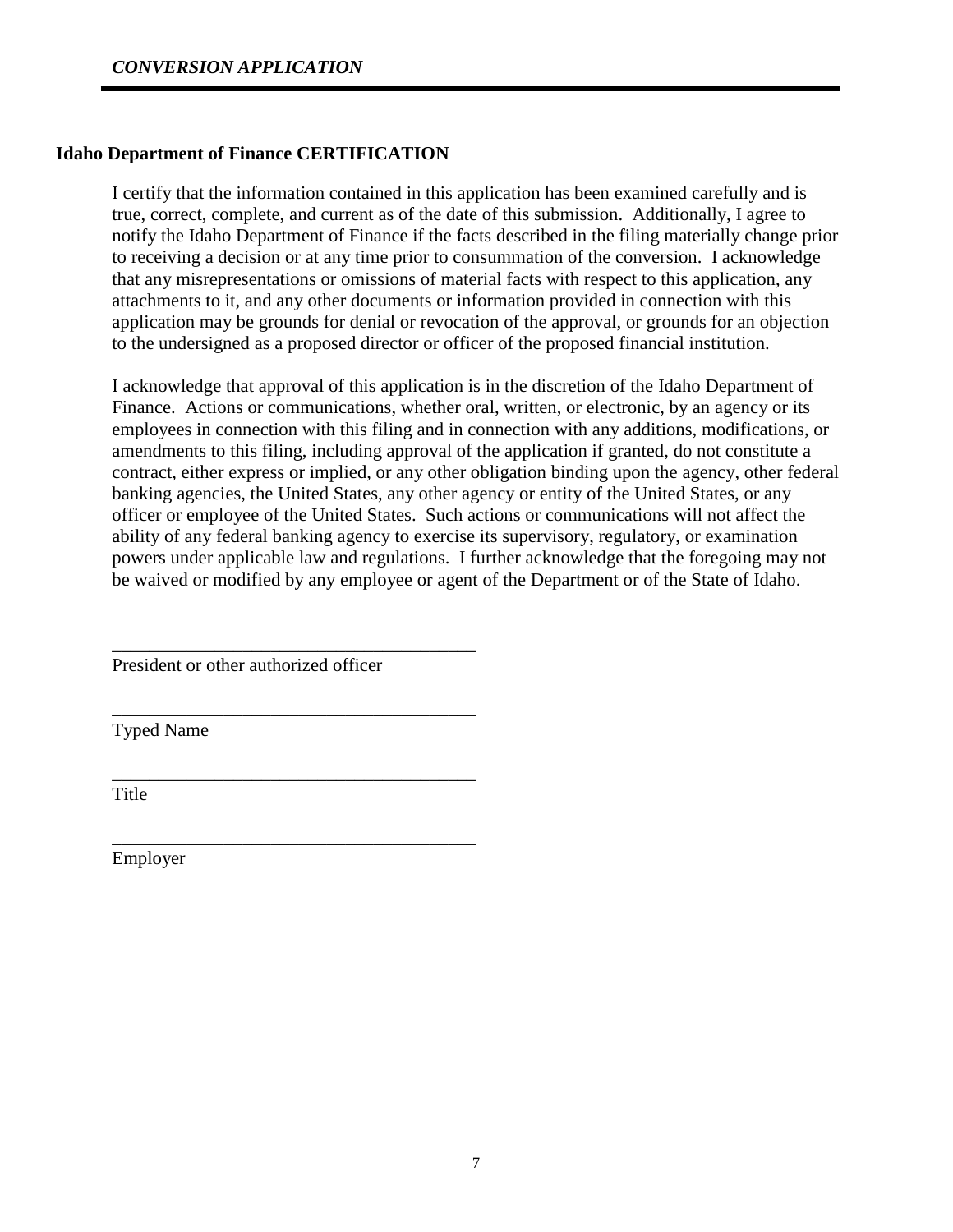***CONVERSION APPLICATION***

---

## Idaho Department of Finance CERTIFICATION

I certify that the information contained in this application has been examined carefully and is true, correct, complete, and current as of the date of this submission. Additionally, I agree to notify the Idaho Department of Finance if the facts described in the filing materially change prior to receiving a decision or at any time prior to consummation of the conversion. I acknowledge that any misrepresentations or omissions of material facts with respect to this application, any attachments to it, and any other documents or information provided in connection with this application may be grounds for denial or revocation of the approval, or grounds for an objection to the undersigned as a proposed director or officer of the proposed financial institution.

I acknowledge that approval of this application is in the discretion of the Idaho Department of Finance. Actions or communications, whether oral, written, or electronic, by an agency or its employees in connection with this filing and in connection with any additions, modifications, or amendments to this filing, including approval of the application if granted, do not constitute a contract, either express or implied, or any other obligation binding upon the agency, other federal banking agencies, the United States, any other agency or entity of the United States, or any officer or employee of the United States. Such actions or communications will not affect the ability of any federal banking agency to exercise its supervisory, regulatory, or examination powers under applicable law and regulations. I further acknowledge that the foregoing may not be waived or modified by any employee or agent of the Department or of the State of Idaho.

_______________________________________
President or other authorized officer

_______________________________________
Typed Name

_______________________________________
Title

_______________________________________
Employer